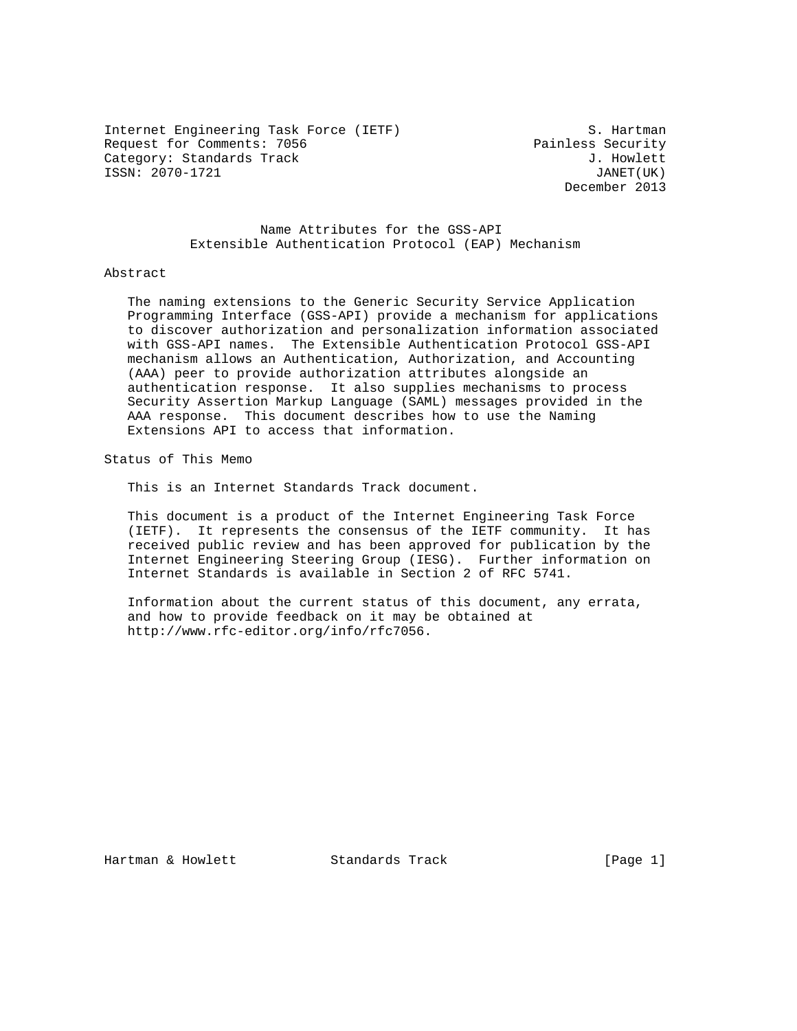Internet Engineering Task Force (IETF) S. Hartman
Request for Comments: 7056 Painless Security
Category: Standards Track J. Howlett
ISSN: 2070-1721 JANET(UK)
December 2013

# Name Attributes for the GSS-API Extensible Authentication Protocol (EAP) Mechanism

## Abstract

The naming extensions to the Generic Security Service Application Programming Interface (GSS-API) provide a mechanism for applications to discover authorization and personalization information associated with GSS-API names. The Extensible Authentication Protocol GSS-API mechanism allows an Authentication, Authorization, and Accounting (AAA) peer to provide authorization attributes alongside an authentication response. It also supplies mechanisms to process Security Assertion Markup Language (SAML) messages provided in the AAA response. This document describes how to use the Naming Extensions API to access that information.

## Status of This Memo

This is an Internet Standards Track document.

This document is a product of the Internet Engineering Task Force (IETF). It represents the consensus of the IETF community. It has received public review and has been approved for publication by the Internet Engineering Steering Group (IESG). Further information on Internet Standards is available in Section 2 of RFC 5741.

Information about the current status of this document, any errata, and how to provide feedback on it may be obtained at http://www.rfc-editor.org/info/rfc7056.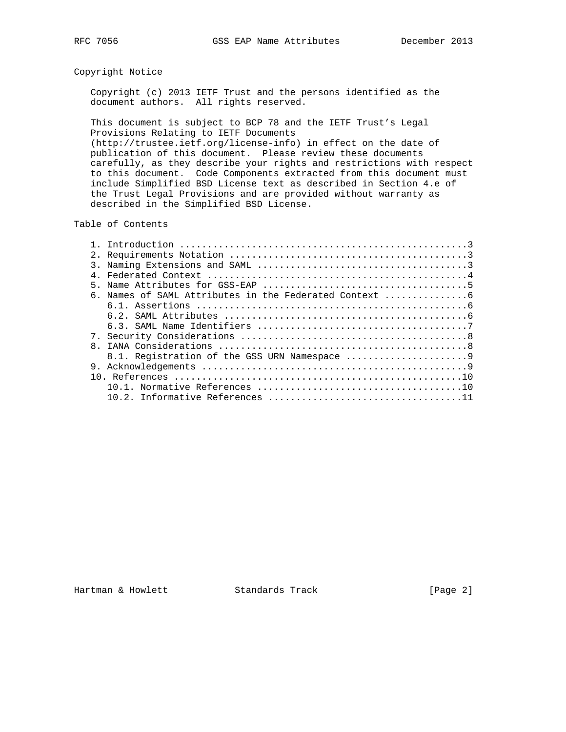## Copyright Notice

Copyright (c) 2013 IETF Trust and the persons identified as the document authors. All rights reserved.

This document is subject to BCP 78 and the IETF Trust's Legal Provisions Relating to IETF Documents (http://trustee.ietf.org/license-info) in effect on the date of publication of this document. Please review these documents carefully, as they describe your rights and restrictions with respect to this document. Code Components extracted from this document must include Simplified BSD License text as described in Section 4.e of the Trust Legal Provisions and are provided without warranty as described in the Simplified BSD License.

## Table of Contents

```
   1. Introduction ....................................................3
   2. Requirements Notation ...........................................3
   3. Naming Extensions and SAML ......................................3
   4. Federated Context ...............................................4
   5. Name Attributes for GSS-EAP .....................................5
   6. Names of SAML Attributes in the Federated Context ...............6
      6.1. Assertions .................................................6
      6.2. SAML Attributes ............................................6
      6.3. SAML Name Identifiers ......................................7
   7. Security Considerations .........................................8
   8. IANA Considerations .............................................8
      8.1. Registration of the GSS URN Namespace ......................9
   9. Acknowledgements ................................................9
   10. References ....................................................10
      10.1. Normative References .....................................10
      10.2. Informative References ...................................11
```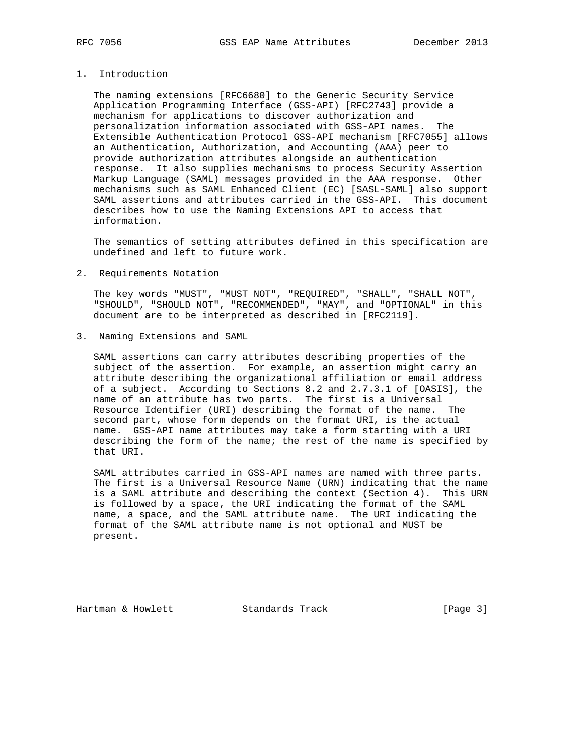## 1. Introduction

The naming extensions [RFC6680] to the Generic Security Service Application Programming Interface (GSS-API) [RFC2743] provide a mechanism for applications to discover authorization and personalization information associated with GSS-API names. The Extensible Authentication Protocol GSS-API mechanism [RFC7055] allows an Authentication, Authorization, and Accounting (AAA) peer to provide authorization attributes alongside an authentication response. It also supplies mechanisms to process Security Assertion Markup Language (SAML) messages provided in the AAA response. Other mechanisms such as SAML Enhanced Client (EC) [SASL-SAML] also support SAML assertions and attributes carried in the GSS-API. This document describes how to use the Naming Extensions API to access that information.

The semantics of setting attributes defined in this specification are undefined and left to future work.

## 2. Requirements Notation

The key words "MUST", "MUST NOT", "REQUIRED", "SHALL", "SHALL NOT", "SHOULD", "SHOULD NOT", "RECOMMENDED", "MAY", and "OPTIONAL" in this document are to be interpreted as described in [RFC2119].

## 3. Naming Extensions and SAML

SAML assertions can carry attributes describing properties of the subject of the assertion. For example, an assertion might carry an attribute describing the organizational affiliation or email address of a subject. According to Sections 8.2 and 2.7.3.1 of [OASIS], the name of an attribute has two parts. The first is a Universal Resource Identifier (URI) describing the format of the name. The second part, whose form depends on the format URI, is the actual name. GSS-API name attributes may take a form starting with a URI describing the form of the name; the rest of the name is specified by that URI.

SAML attributes carried in GSS-API names are named with three parts. The first is a Universal Resource Name (URN) indicating that the name is a SAML attribute and describing the context (Section 4). This URN is followed by a space, the URI indicating the format of the SAML name, a space, and the SAML attribute name. The URI indicating the format of the SAML attribute name is not optional and MUST be present.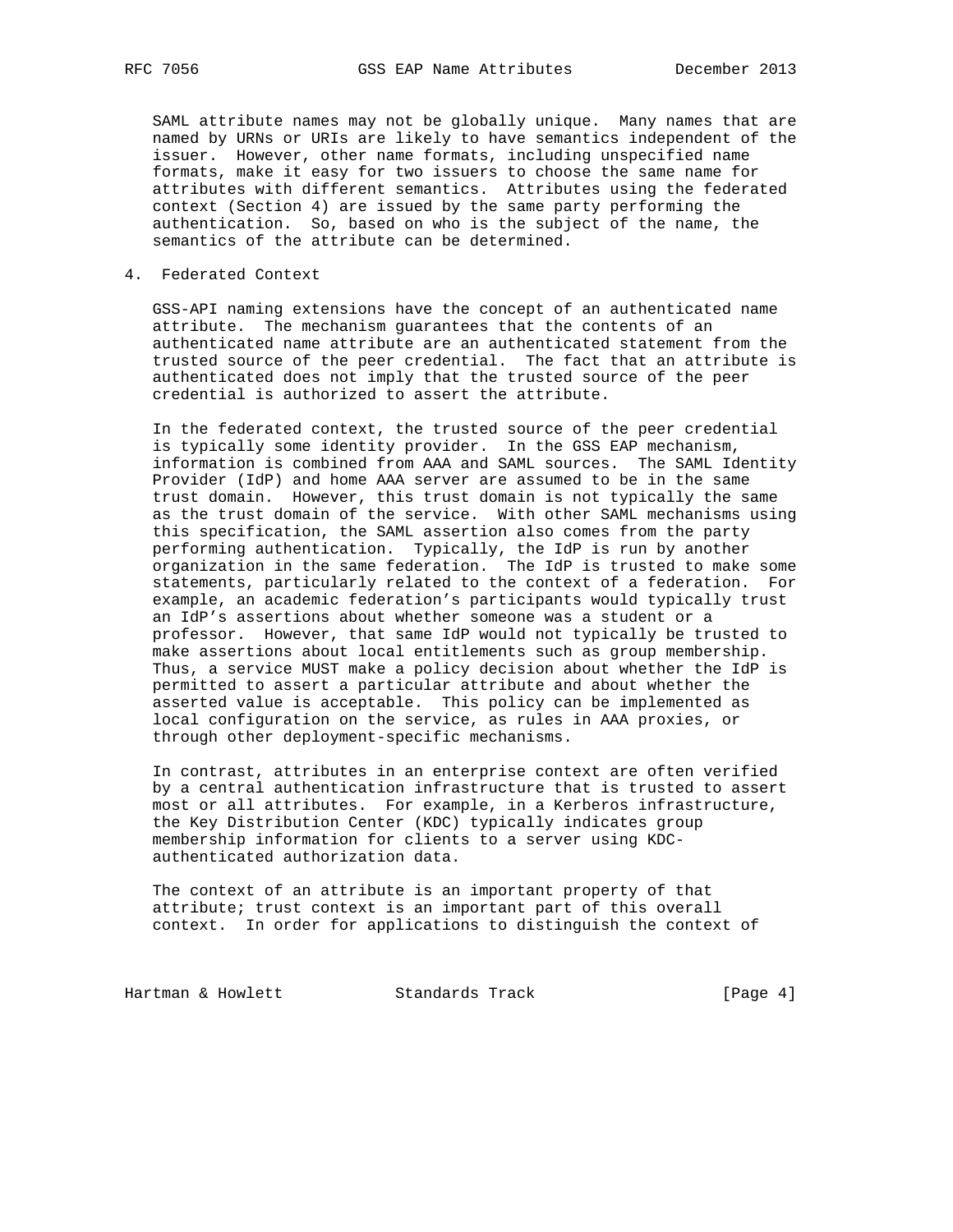SAML attribute names may not be globally unique. Many names that are named by URNs or URIs are likely to have semantics independent of the issuer. However, other name formats, including unspecified name formats, make it easy for two issuers to choose the same name for attributes with different semantics. Attributes using the federated context (Section 4) are issued by the same party performing the authentication. So, based on who is the subject of the name, the semantics of the attribute can be determined.

## 4. Federated Context

GSS-API naming extensions have the concept of an authenticated name attribute. The mechanism guarantees that the contents of an authenticated name attribute are an authenticated statement from the trusted source of the peer credential. The fact that an attribute is authenticated does not imply that the trusted source of the peer credential is authorized to assert the attribute.

In the federated context, the trusted source of the peer credential is typically some identity provider. In the GSS EAP mechanism, information is combined from AAA and SAML sources. The SAML Identity Provider (IdP) and home AAA server are assumed to be in the same trust domain. However, this trust domain is not typically the same as the trust domain of the service. With other SAML mechanisms using this specification, the SAML assertion also comes from the party performing authentication. Typically, the IdP is run by another organization in the same federation. The IdP is trusted to make some statements, particularly related to the context of a federation. For example, an academic federation's participants would typically trust an IdP's assertions about whether someone was a student or a professor. However, that same IdP would not typically be trusted to make assertions about local entitlements such as group membership. Thus, a service MUST make a policy decision about whether the IdP is permitted to assert a particular attribute and about whether the asserted value is acceptable. This policy can be implemented as local configuration on the service, as rules in AAA proxies, or through other deployment-specific mechanisms.

In contrast, attributes in an enterprise context are often verified by a central authentication infrastructure that is trusted to assert most or all attributes. For example, in a Kerberos infrastructure, the Key Distribution Center (KDC) typically indicates group membership information for clients to a server using KDC-authenticated authorization data.

The context of an attribute is an important property of that attribute; trust context is an important part of this overall context. In order for applications to distinguish the context of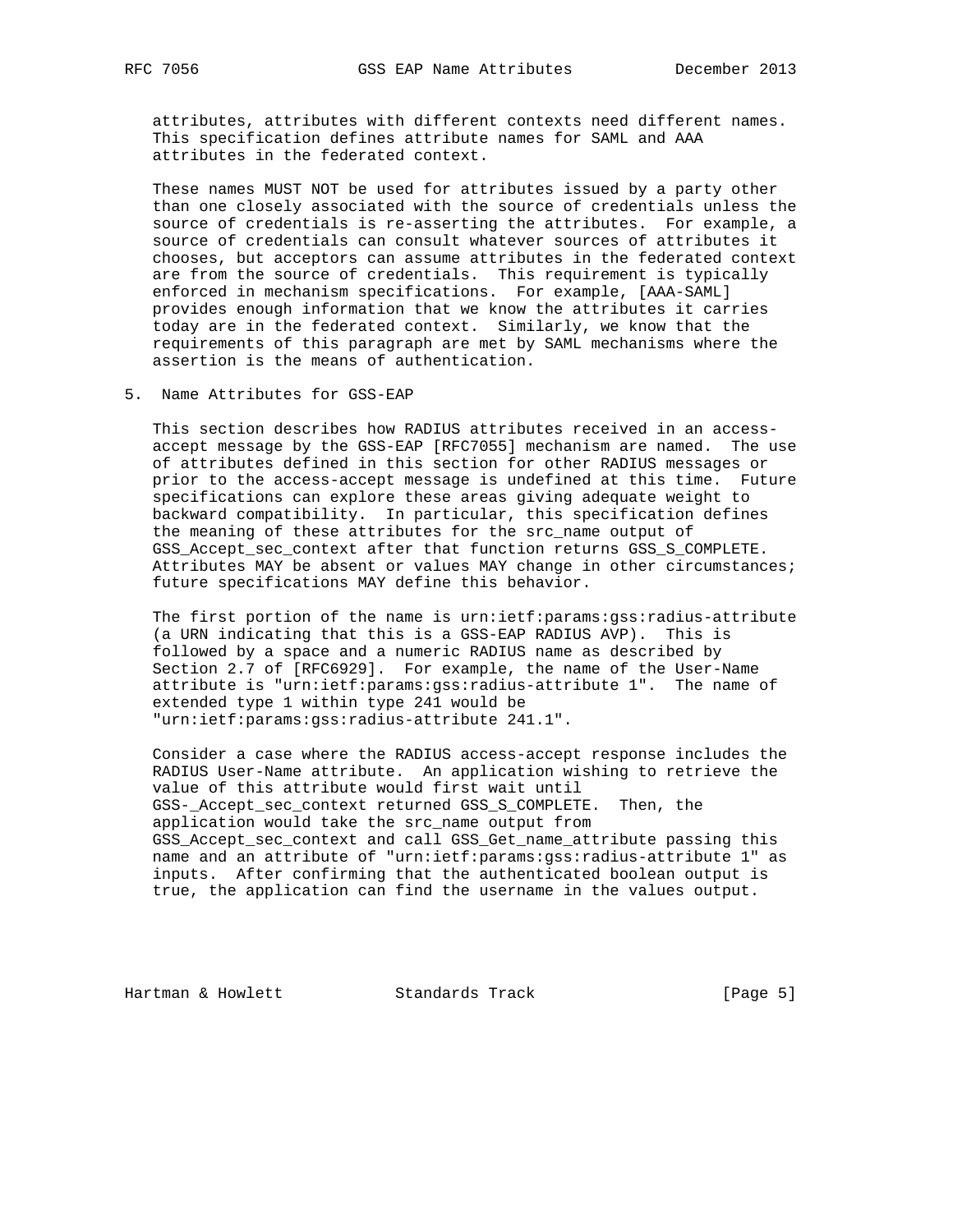attributes, attributes with different contexts need different names. This specification defines attribute names for SAML and AAA attributes in the federated context.

These names MUST NOT be used for attributes issued by a party other than one closely associated with the source of credentials unless the source of credentials is re-asserting the attributes. For example, a source of credentials can consult whatever sources of attributes it chooses, but acceptors can assume attributes in the federated context are from the source of credentials. This requirement is typically enforced in mechanism specifications. For example, [AAA-SAML] provides enough information that we know the attributes it carries today are in the federated context. Similarly, we know that the requirements of this paragraph are met by SAML mechanisms where the assertion is the means of authentication.

## 5. Name Attributes for GSS-EAP

This section describes how RADIUS attributes received in an access-accept message by the GSS-EAP [RFC7055] mechanism are named. The use of attributes defined in this section for other RADIUS messages or prior to the access-accept message is undefined at this time. Future specifications can explore these areas giving adequate weight to backward compatibility. In particular, this specification defines the meaning of these attributes for the src_name output of GSS_Accept_sec_context after that function returns GSS_S_COMPLETE. Attributes MAY be absent or values MAY change in other circumstances; future specifications MAY define this behavior.

The first portion of the name is urn:ietf:params:gss:radius-attribute (a URN indicating that this is a GSS-EAP RADIUS AVP). This is followed by a space and a numeric RADIUS name as described by Section 2.7 of [RFC6929]. For example, the name of the User-Name attribute is "urn:ietf:params:gss:radius-attribute 1". The name of extended type 1 within type 241 would be "urn:ietf:params:gss:radius-attribute 241.1".

Consider a case where the RADIUS access-accept response includes the RADIUS User-Name attribute. An application wishing to retrieve the value of this attribute would first wait until GSS-_Accept_sec_context returned GSS_S_COMPLETE. Then, the application would take the src_name output from GSS_Accept_sec_context and call GSS_Get_name_attribute passing this name and an attribute of "urn:ietf:params:gss:radius-attribute 1" as inputs. After confirming that the authenticated boolean output is true, the application can find the username in the values output.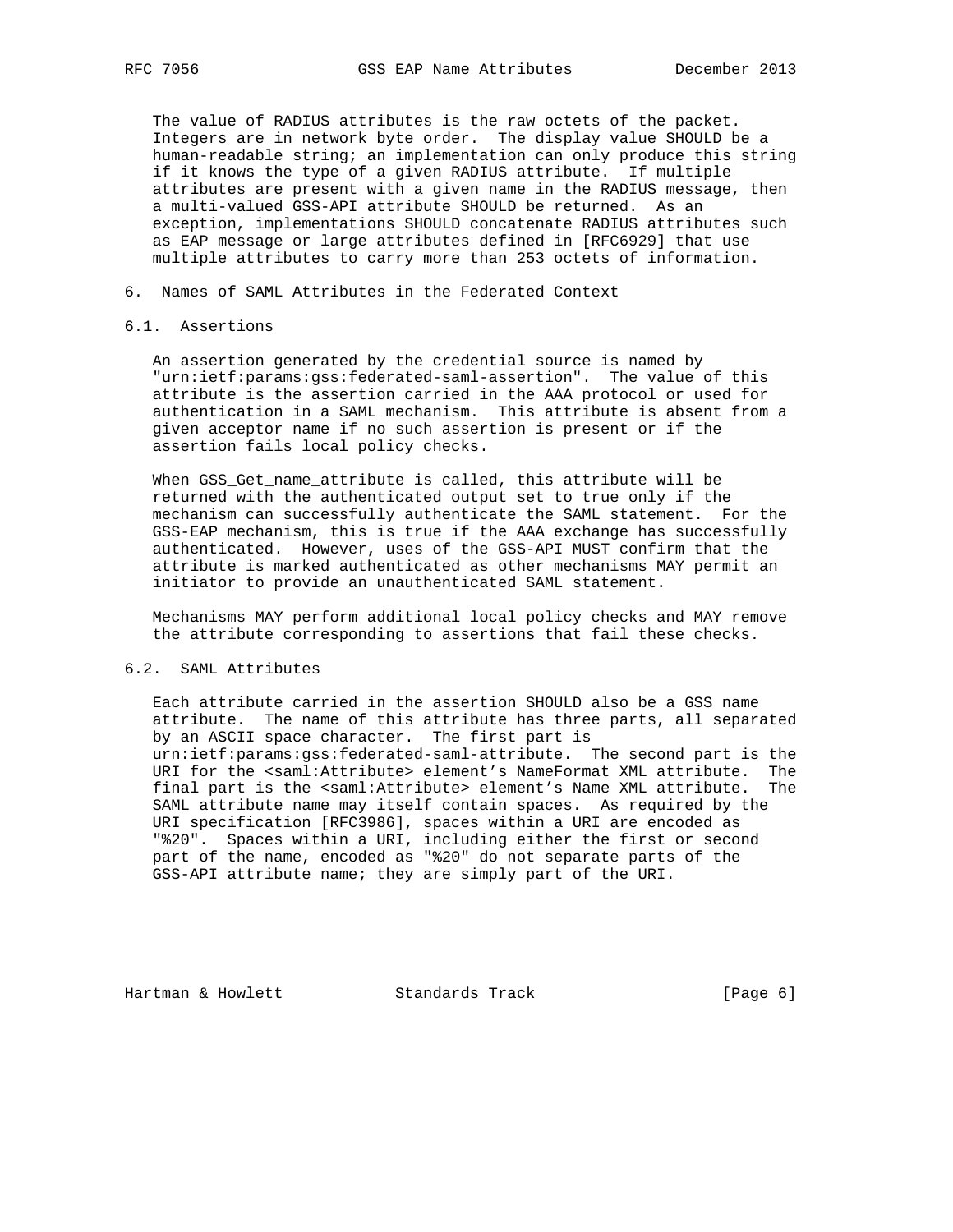The value of RADIUS attributes is the raw octets of the packet. Integers are in network byte order. The display value SHOULD be a human-readable string; an implementation can only produce this string if it knows the type of a given RADIUS attribute. If multiple attributes are present with a given name in the RADIUS message, then a multi-valued GSS-API attribute SHOULD be returned. As an exception, implementations SHOULD concatenate RADIUS attributes such as EAP message or large attributes defined in [RFC6929] that use multiple attributes to carry more than 253 octets of information.

## 6. Names of SAML Attributes in the Federated Context

### 6.1. Assertions

An assertion generated by the credential source is named by "urn:ietf:params:gss:federated-saml-assertion". The value of this attribute is the assertion carried in the AAA protocol or used for authentication in a SAML mechanism. This attribute is absent from a given acceptor name if no such assertion is present or if the assertion fails local policy checks.

When GSS_Get_name_attribute is called, this attribute will be returned with the authenticated output set to true only if the mechanism can successfully authenticate the SAML statement. For the GSS-EAP mechanism, this is true if the AAA exchange has successfully authenticated. However, uses of the GSS-API MUST confirm that the attribute is marked authenticated as other mechanisms MAY permit an initiator to provide an unauthenticated SAML statement.

Mechanisms MAY perform additional local policy checks and MAY remove the attribute corresponding to assertions that fail these checks.

### 6.2. SAML Attributes

Each attribute carried in the assertion SHOULD also be a GSS name attribute. The name of this attribute has three parts, all separated by an ASCII space character. The first part is urn:ietf:params:gss:federated-saml-attribute. The second part is the URI for the <saml:Attribute> element's NameFormat XML attribute. The final part is the <saml:Attribute> element's Name XML attribute. The SAML attribute name may itself contain spaces. As required by the URI specification [RFC3986], spaces within a URI are encoded as "%20". Spaces within a URI, including either the first or second part of the name, encoded as "%20" do not separate parts of the GSS-API attribute name; they are simply part of the URI.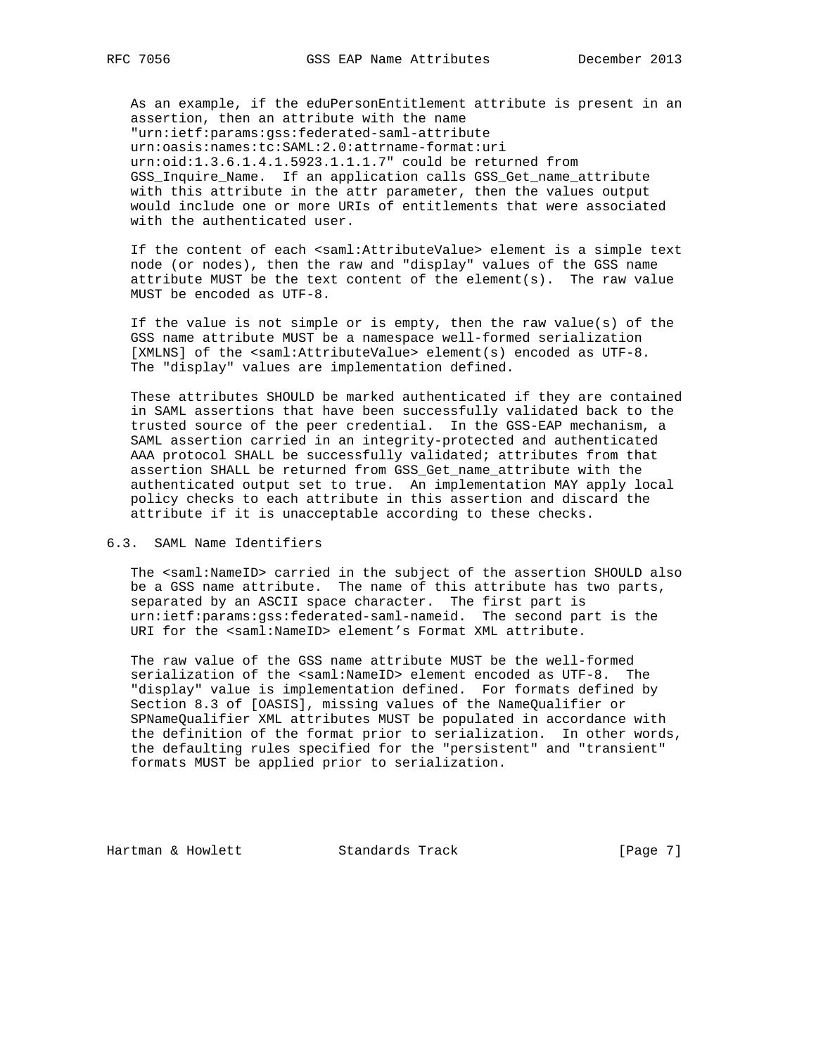As an example, if the eduPersonEntitlement attribute is present in an assertion, then an attribute with the name "urn:ietf:params:gss:federated-saml-attribute urn:oasis:names:tc:SAML:2.0:attrname-format:uri urn:oid:1.3.6.1.4.1.5923.1.1.1.7" could be returned from GSS_Inquire_Name. If an application calls GSS_Get_name_attribute with this attribute in the attr parameter, then the values output would include one or more URIs of entitlements that were associated with the authenticated user.

If the content of each <saml:AttributeValue> element is a simple text node (or nodes), then the raw and "display" values of the GSS name attribute MUST be the text content of the element(s). The raw value MUST be encoded as UTF-8.

If the value is not simple or is empty, then the raw value(s) of the GSS name attribute MUST be a namespace well-formed serialization [XMLNS] of the <saml:AttributeValue> element(s) encoded as UTF-8. The "display" values are implementation defined.

These attributes SHOULD be marked authenticated if they are contained in SAML assertions that have been successfully validated back to the trusted source of the peer credential. In the GSS-EAP mechanism, a SAML assertion carried in an integrity-protected and authenticated AAA protocol SHALL be successfully validated; attributes from that assertion SHALL be returned from GSS_Get_name_attribute with the authenticated output set to true. An implementation MAY apply local policy checks to each attribute in this assertion and discard the attribute if it is unacceptable according to these checks.

## 6.3. SAML Name Identifiers

The <saml:NameID> carried in the subject of the assertion SHOULD also be a GSS name attribute. The name of this attribute has two parts, separated by an ASCII space character. The first part is urn:ietf:params:gss:federated-saml-nameid. The second part is the URI for the <saml:NameID> element’s Format XML attribute.

The raw value of the GSS name attribute MUST be the well-formed serialization of the <saml:NameID> element encoded as UTF-8. The "display" value is implementation defined. For formats defined by Section 8.3 of [OASIS], missing values of the NameQualifier or SPNameQualifier XML attributes MUST be populated in accordance with the definition of the format prior to serialization. In other words, the defaulting rules specified for the "persistent" and "transient" formats MUST be applied prior to serialization.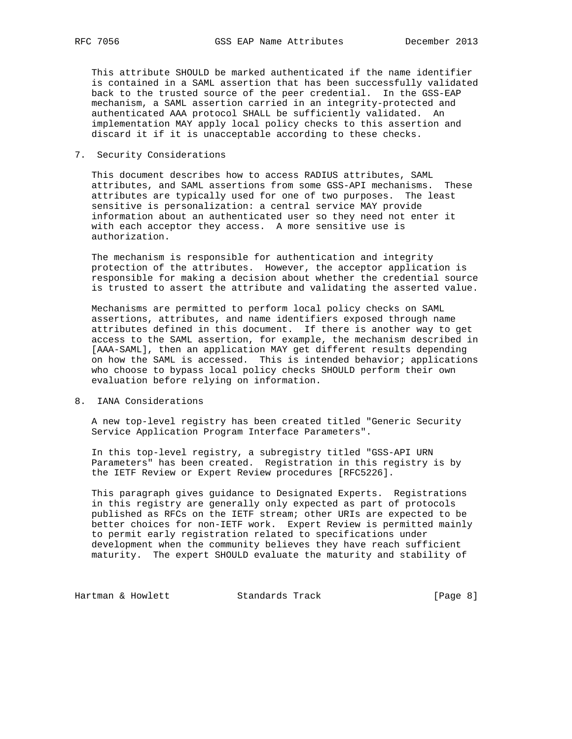This attribute SHOULD be marked authenticated if the name identifier is contained in a SAML assertion that has been successfully validated back to the trusted source of the peer credential. In the GSS-EAP mechanism, a SAML assertion carried in an integrity-protected and authenticated AAA protocol SHALL be sufficiently validated. An implementation MAY apply local policy checks to this assertion and discard it if it is unacceptable according to these checks.

## 7. Security Considerations

This document describes how to access RADIUS attributes, SAML attributes, and SAML assertions from some GSS-API mechanisms. These attributes are typically used for one of two purposes. The least sensitive is personalization: a central service MAY provide information about an authenticated user so they need not enter it with each acceptor they access. A more sensitive use is authorization.

The mechanism is responsible for authentication and integrity protection of the attributes. However, the acceptor application is responsible for making a decision about whether the credential source is trusted to assert the attribute and validating the asserted value.

Mechanisms are permitted to perform local policy checks on SAML assertions, attributes, and name identifiers exposed through name attributes defined in this document. If there is another way to get access to the SAML assertion, for example, the mechanism described in [AAA-SAML], then an application MAY get different results depending on how the SAML is accessed. This is intended behavior; applications who choose to bypass local policy checks SHOULD perform their own evaluation before relying on information.

## 8. IANA Considerations

A new top-level registry has been created titled "Generic Security Service Application Program Interface Parameters".

In this top-level registry, a subregistry titled "GSS-API URN Parameters" has been created. Registration in this registry is by the IETF Review or Expert Review procedures [RFC5226].

This paragraph gives guidance to Designated Experts. Registrations in this registry are generally only expected as part of protocols published as RFCs on the IETF stream; other URIs are expected to be better choices for non-IETF work. Expert Review is permitted mainly to permit early registration related to specifications under development when the community believes they have reach sufficient maturity. The expert SHOULD evaluate the maturity and stability of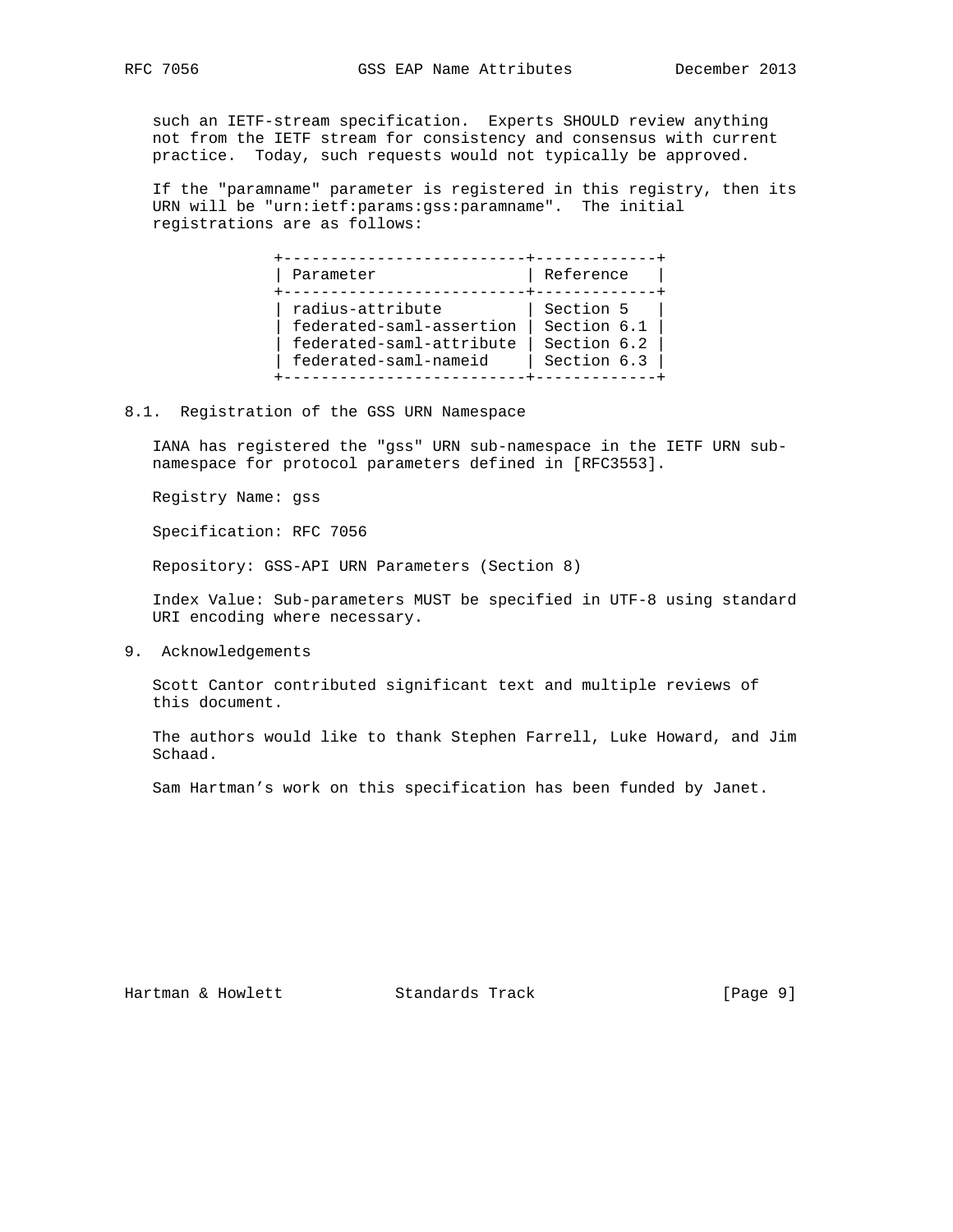such an IETF-stream specification. Experts SHOULD review anything not from the IETF stream for consistency and consensus with current practice. Today, such requests would not typically be approved.

If the "paramname" parameter is registered in this registry, then its URN will be "urn:ietf:params:gss:paramname". The initial registrations are as follows:

| Parameter | Reference |
| --- | --- |
| radius-attribute | Section 5 |
| federated-saml-assertion | Section 6.1 |
| federated-saml-attribute | Section 6.2 |
| federated-saml-nameid | Section 6.3 |

### 8.1. Registration of the GSS URN Namespace

IANA has registered the "gss" URN sub-namespace in the IETF URN sub-namespace for protocol parameters defined in [RFC3553].

Registry Name: gss

Specification: RFC 7056

Repository: GSS-API URN Parameters (Section 8)

Index Value: Sub-parameters MUST be specified in UTF-8 using standard URI encoding where necessary.

## 9. Acknowledgements

Scott Cantor contributed significant text and multiple reviews of this document.

The authors would like to thank Stephen Farrell, Luke Howard, and Jim Schaad.

Sam Hartman’s work on this specification has been funded by Janet.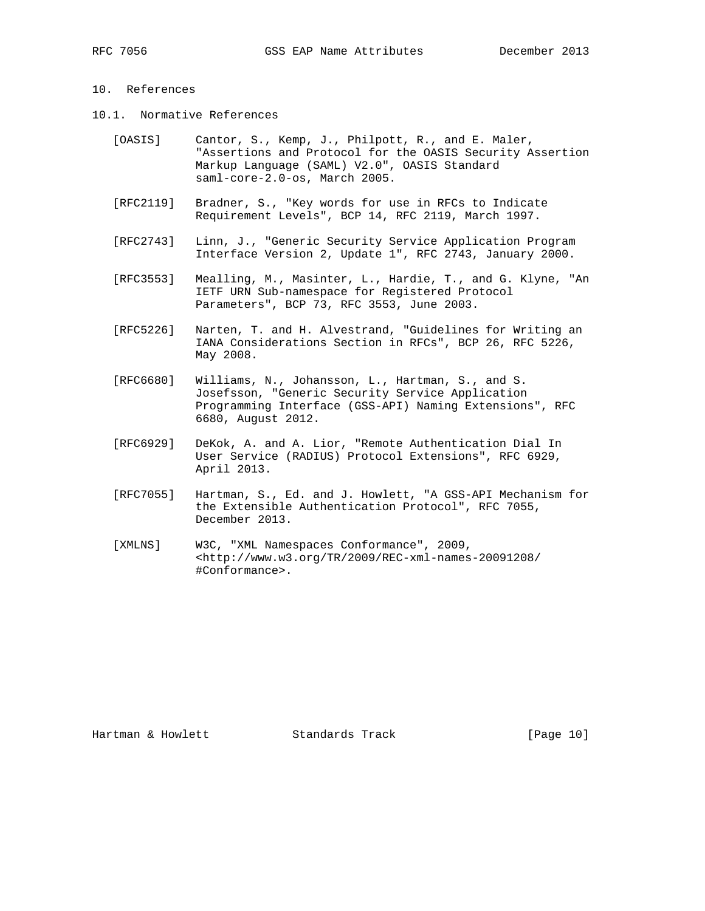# 10. References

## 10.1. Normative References

[OASIS] Cantor, S., Kemp, J., Philpott, R., and E. Maler, "Assertions and Protocol for the OASIS Security Assertion Markup Language (SAML) V2.0", OASIS Standard saml-core-2.0-os, March 2005.

[RFC2119] Bradner, S., "Key words for use in RFCs to Indicate Requirement Levels", BCP 14, RFC 2119, March 1997.

[RFC2743] Linn, J., "Generic Security Service Application Program Interface Version 2, Update 1", RFC 2743, January 2000.

[RFC3553] Mealling, M., Masinter, L., Hardie, T., and G. Klyne, "An IETF URN Sub-namespace for Registered Protocol Parameters", BCP 73, RFC 3553, June 2003.

[RFC5226] Narten, T. and H. Alvestrand, "Guidelines for Writing an IANA Considerations Section in RFCs", BCP 26, RFC 5226, May 2008.

[RFC6680] Williams, N., Johansson, L., Hartman, S., and S. Josefsson, "Generic Security Service Application Programming Interface (GSS-API) Naming Extensions", RFC 6680, August 2012.

[RFC6929] DeKok, A. and A. Lior, "Remote Authentication Dial In User Service (RADIUS) Protocol Extensions", RFC 6929, April 2013.

[RFC7055] Hartman, S., Ed. and J. Howlett, "A GSS-API Mechanism for the Extensible Authentication Protocol", RFC 7055, December 2013.

[XMLNS] W3C, "XML Namespaces Conformance", 2009, <http://www.w3.org/TR/2009/REC-xml-names-20091208/#Conformance>.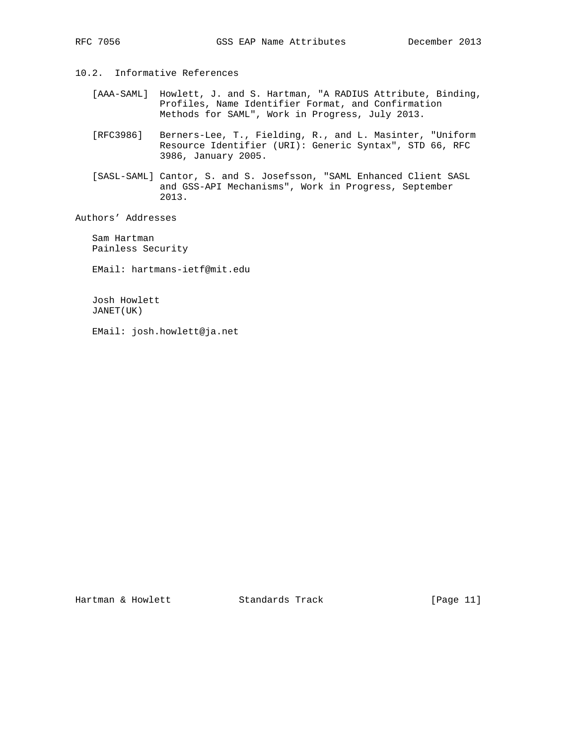## 10.2. Informative References

[AAA-SAML] Howlett, J. and S. Hartman, "A RADIUS Attribute, Binding, Profiles, Name Identifier Format, and Confirmation Methods for SAML", Work in Progress, July 2013.

[RFC3986] Berners-Lee, T., Fielding, R., and L. Masinter, "Uniform Resource Identifier (URI): Generic Syntax", STD 66, RFC 3986, January 2005.

[SASL-SAML] Cantor, S. and S. Josefsson, "SAML Enhanced Client SASL and GSS-API Mechanisms", Work in Progress, September 2013.

## Authors' Addresses

Sam Hartman
Painless Security

EMail: hartmans-ietf@mit.edu

Josh Howlett
JANET(UK)

EMail: josh.howlett@ja.net